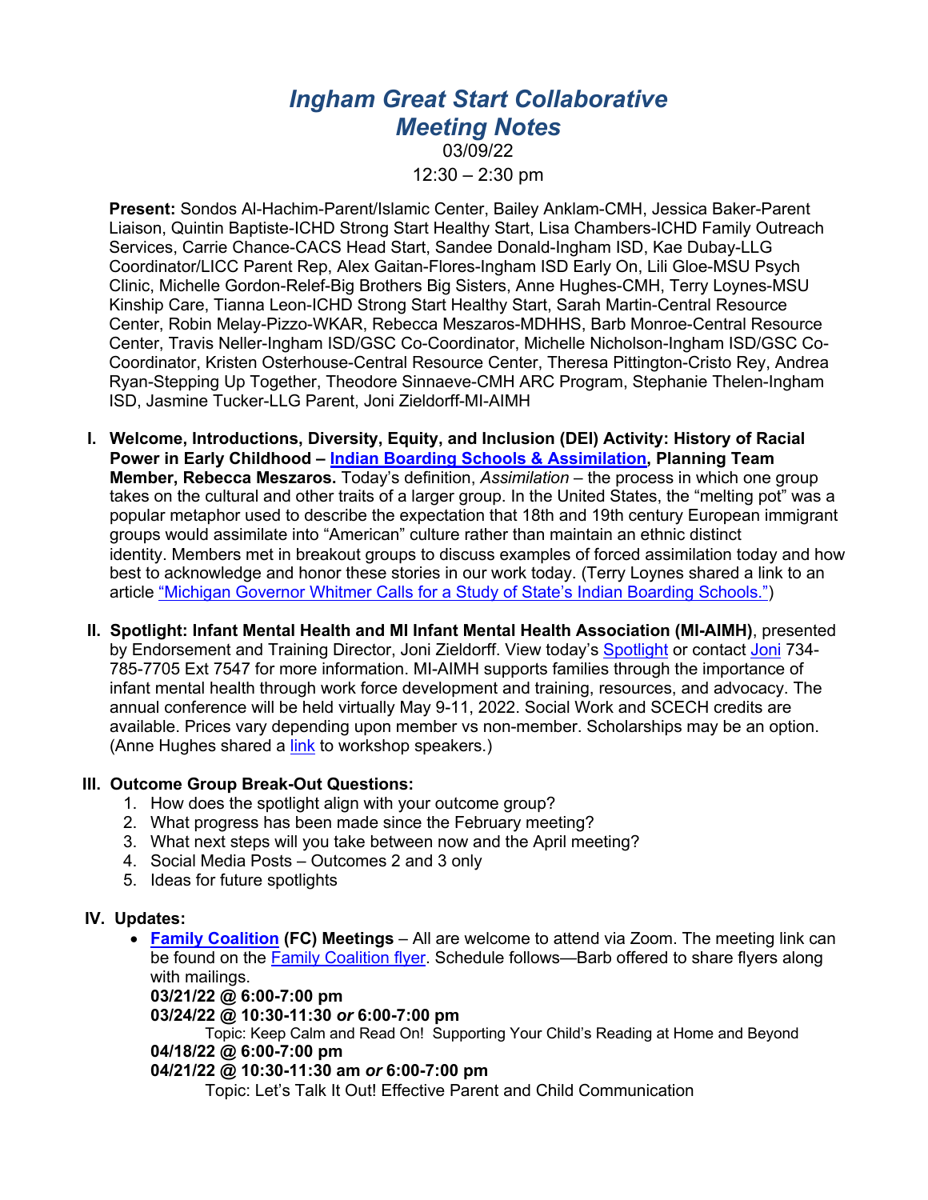# *Ingham Great Start Collaborative Meeting Notes*

03/09/22

12:30 – 2:30 pm

**Present:** Sondos Al-Hachim-Parent/Islamic Center, Bailey Anklam-CMH, Jessica Baker-Parent Liaison, Quintin Baptiste-ICHD Strong Start Healthy Start, Lisa Chambers-ICHD Family Outreach Services, Carrie Chance-CACS Head Start, Sandee Donald-Ingham ISD, Kae Dubay-LLG Coordinator/LICC Parent Rep, Alex Gaitan-Flores-Ingham ISD Early On, Lili Gloe-MSU Psych Clinic, Michelle Gordon-Relef-Big Brothers Big Sisters, Anne Hughes-CMH, Terry Loynes-MSU Kinship Care, Tianna Leon-ICHD Strong Start Healthy Start, Sarah Martin-Central Resource Center, Robin Melay-Pizzo-WKAR, Rebecca Meszaros-MDHHS, Barb Monroe-Central Resource Center, Travis Neller-Ingham ISD/GSC Co-Coordinator, Michelle Nicholson-Ingham ISD/GSC Co-Coordinator, Kristen Osterhouse-Central Resource Center, Theresa Pittington-Cristo Rey, Andrea Ryan-Stepping Up Together, Theodore Sinnaeve-CMH ARC Program, Stephanie Thelen-Ingham ISD, Jasmine Tucker-LLG Parent, Joni Zieldorff-MI-AIMH

I. **Welcome, Introductions, Diversity, Equity, and Inclusion (DEI) Activity: History of Racial Power in Early Childhood – Indian Boarding Schools & Assimilation, Planning Team Member, Rebecca Meszaros.** Today's definition, *Assimilation* – the process in which one group takes on the cultural and other traits of a larger group. In the United States, the "melting pot" was a popular metaphor used to describe the expectation that 18th and 19th century European immigrant groups would assimilate into "American" culture rather than maintain an ethnic distinct identity. Members met in breakout groups to discuss examples of forced assimilation today and how best to acknowledge and honor these stories in our work today. (Terry Loynes shared a link to an article "Michigan Governor Whitmer Calls for a Study of State's Indian Boarding Schools.")

II. **Spotlight: Infant Mental Health and MI Infant Mental Health Association (MI-AIMH)**, presented by Endorsement and Training Director, Joni Zieldorff. View today's Spotlight or contact Joni 734-785-7705 Ext 7547 for more information. MI-AIMH supports families through the importance of infant mental health through work force development and training, resources, and advocacy. The annual conference will be held virtually May 9-11, 2022. Social Work and SCECH credits are available. Prices vary depending upon member vs non-member. Scholarships may be an option. (Anne Hughes shared a link to workshop speakers.)

III. **Outcome Group Break-Out Questions:**
   1. How does the spotlight align with your outcome group?
   2. What progress has been made since the February meeting?
   3. What next steps will you take between now and the April meeting?
   4. Social Media Posts – Outcomes 2 and 3 only
   5. Ideas for future spotlights

IV. **Updates:**
   - **Family Coalition (FC) Meetings** – All are welcome to attend via Zoom. The meeting link can be found on the Family Coalition flyer. Schedule follows—Barb offered to share flyers along with mailings.
     **03/21/22 @ 6:00-7:00 pm**
     **03/24/22 @ 10:30-11:30 *or* 6:00-7:00 pm**
     Topic: Keep Calm and Read On! Supporting Your Child's Reading at Home and Beyond
     **04/18/22 @ 6:00-7:00 pm**
     **04/21/22 @ 10:30-11:30 am *or* 6:00-7:00 pm**
     Topic: Let's Talk It Out! Effective Parent and Child Communication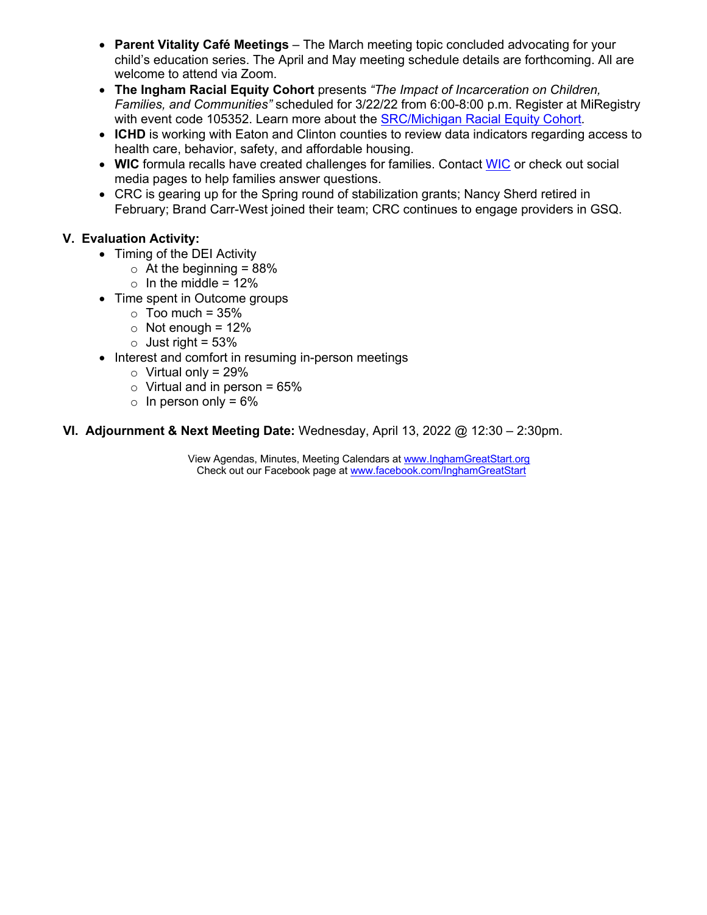- **Parent Vitality Café Meetings** – The March meeting topic concluded advocating for your child's education series. The April and May meeting schedule details are forthcoming. All are welcome to attend via Zoom.
- **The Ingham Racial Equity Cohort** presents *"The Impact of Incarceration on Children, Families, and Communities"* scheduled for 3/22/22 from 6:00-8:00 p.m. Register at MiRegistry with event code 105352. Learn more about the SRC/Michigan Racial Equity Cohort.
- **ICHD** is working with Eaton and Clinton counties to review data indicators regarding access to health care, behavior, safety, and affordable housing.
- **WIC** formula recalls have created challenges for families. Contact WIC or check out social media pages to help families answer questions.
- CRC is gearing up for the Spring round of stabilization grants; Nancy Sherd retired in February; Brand Carr-West joined their team; CRC continues to engage providers in GSQ.

## V. Evaluation Activity:

- Timing of the DEI Activity
  - At the beginning = 88%
  - In the middle = 12%
- Time spent in Outcome groups
  - Too much = 35%
  - Not enough = 12%
  - Just right = 53%
- Interest and comfort in resuming in-person meetings
  - Virtual only = 29%
  - Virtual and in person = 65%
  - In person only = 6%

## VI. Adjournment & Next Meeting Date: Wednesday, April 13, 2022 @ 12:30 – 2:30pm.

View Agendas, Minutes, Meeting Calendars at www.InghamGreatStart.org
Check out our Facebook page at www.facebook.com/InghamGreatStart